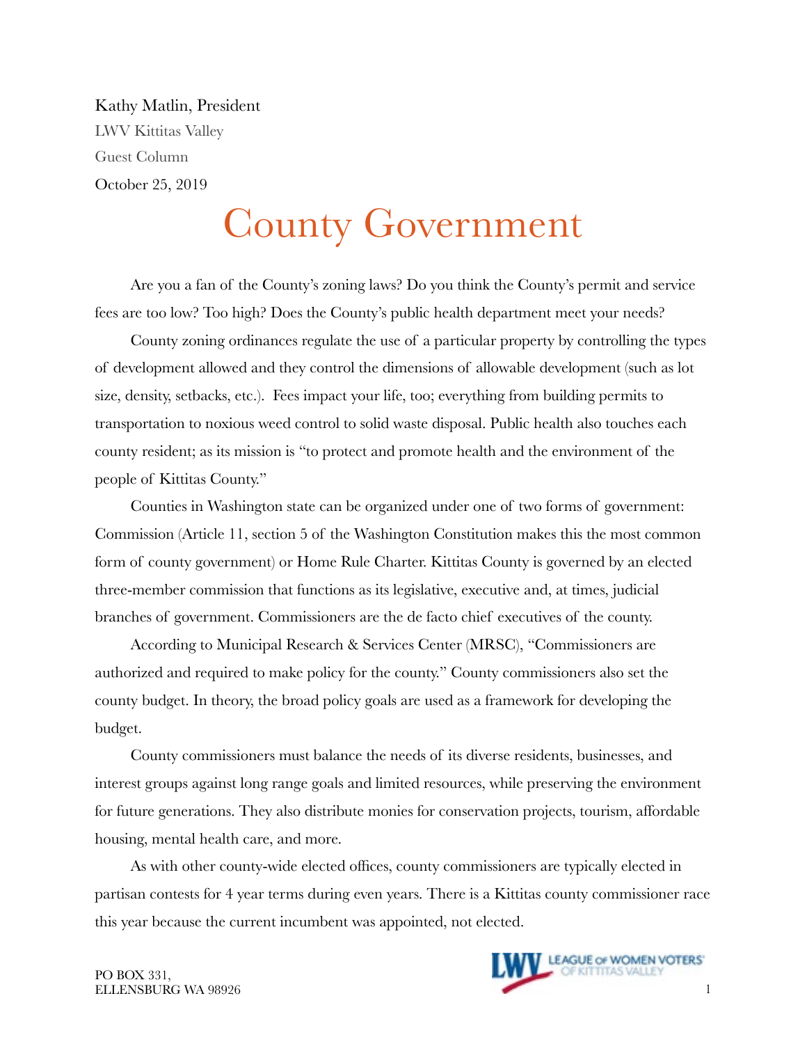Kathy Matlin, President

LWV Kittitas Valley

Guest Column

October 25, 2019

# County Government

Are you a fan of the County's zoning laws? Do you think the County's permit and service fees are too low? Too high? Does the County's public health department meet your needs?

County zoning ordinances regulate the use of a particular property by controlling the types of development allowed and they control the dimensions of allowable development (such as lot size, density, setbacks, etc.). Fees impact your life, too; everything from building permits to transportation to noxious weed control to solid waste disposal. Public health also touches each county resident; as its mission is "to protect and promote health and the environment of the people of Kittitas County."

Counties in Washington state can be organized under one of two forms of government: Commission (Article 11, section 5 of the Washington Constitution makes this the most common form of county government) or Home Rule Charter. Kittitas County is governed by an elected three-member commission that functions as its legislative, executive and, at times, judicial branches of government. Commissioners are the de facto chief executives of the county.

According to Municipal Research & Services Center (MRSC), "Commissioners are authorized and required to make policy for the county." County commissioners also set the county budget. In theory, the broad policy goals are used as a framework for developing the budget.

County commissioners must balance the needs of its diverse residents, businesses, and interest groups against long range goals and limited resources, while preserving the environment for future generations. They also distribute monies for conservation projects, tourism, affordable housing, mental health care, and more.

As with other county-wide elected offices, county commissioners are typically elected in partisan contests for 4 year terms during even years. There is a Kittitas county commissioner race this year because the current incumbent was appointed, not elected.

PO BOX 331,
ELLENSBURG WA 98926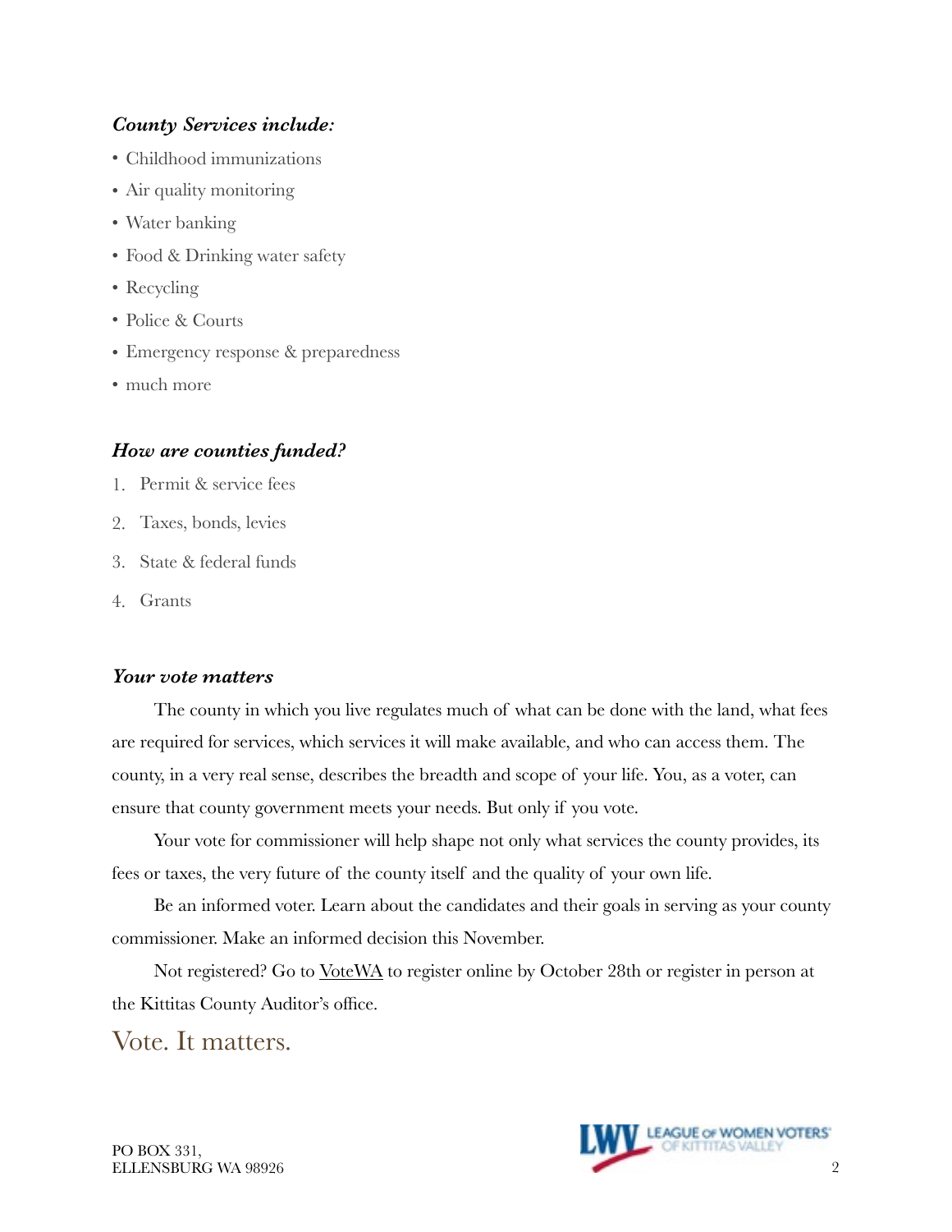### *County Services include:*

- Childhood immunizations
- Air quality monitoring
- Water banking
- Food & Drinking water safety
- Recycling
- Police & Courts
- Emergency response & preparedness
- much more

### *How are counties funded?*

1. Permit & service fees
2. Taxes, bonds, levies
3. State & federal funds
4. Grants

### *Your vote matters*

The county in which you live regulates much of what can be done with the land, what fees are required for services, which services it will make available, and who can access them. The county, in a very real sense, describes the breadth and scope of your life. You, as a voter, can ensure that county government meets your needs. But only if you vote.

Your vote for commissioner will help shape not only what services the county provides, its fees or taxes, the very future of the county itself and the quality of your own life.

Be an informed voter. Learn about the candidates and their goals in serving as your county commissioner. Make an informed decision this November.

Not registered? Go to VoteWA to register online by October 28th or register in person at the Kittitas County Auditor's office.

## Vote. It matters.

PO BOX 331,
ELLENSBURG WA 98926

LWV LEAGUE OF WOMEN VOTERS OF KITTITAS VALLEY